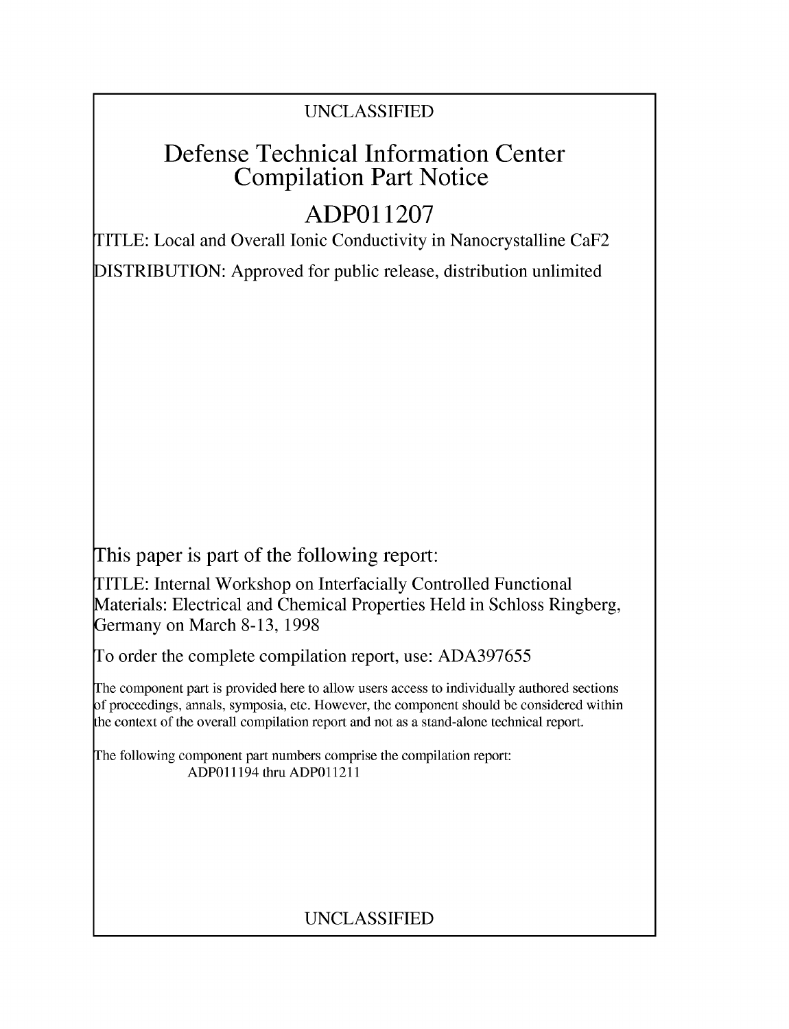UNCLASSIFIED

# Defense Technical Information Center
# Compilation Part Notice

# ADP011207

TITLE: Local and Overall Ionic Conductivity in Nanocrystalline CaF2

DISTRIBUTION: Approved for public release, distribution unlimited

This paper is part of the following report:

TITLE: Internal Workshop on Interfacially Controlled Functional Materials: Electrical and Chemical Properties Held in Schloss Ringberg, Germany on March 8-13, 1998

To order the complete compilation report, use: ADA397655

The component part is provided here to allow users access to individually authored sections of proceedings, annals, symposia, etc. However, the component should be considered within the context of the overall compilation report and not as a stand-alone technical report.

The following component part numbers comprise the compilation report:
ADP011194 thru ADP011211

UNCLASSIFIED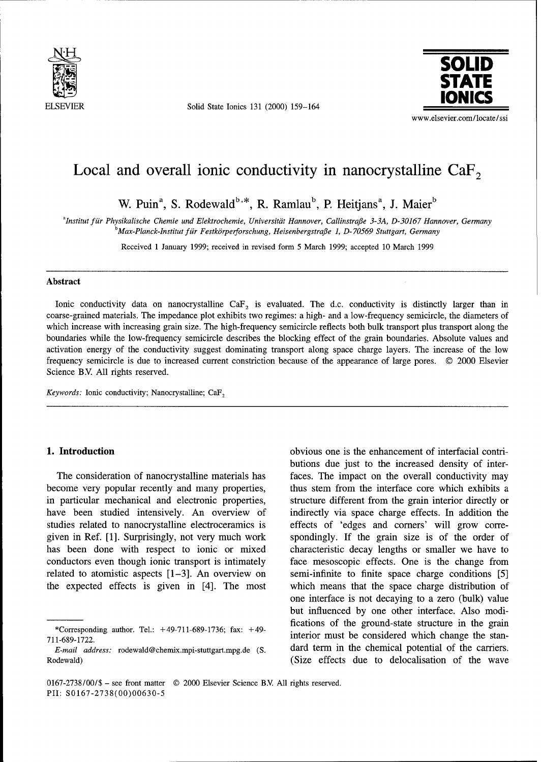# Local and overall ionic conductivity in nanocrystalline $CaF_2$

W. Puin[a], S. Rodewald[b,*], R. Ramlau[b], P. Heitjans[a], J. Maier[b]

[a]*Institut für Physikalische Chemie und Elektrochemie, Universität Hannover, Callinstraße 3-3A, D-30167 Hannover, Germany*
[b]*Max-Planck-Institut für Festkörperforschung, Heisenbergstraße 1, D-70569 Stuttgart, Germany*

Received 1 January 1999; received in revised form 5 March 1999; accepted 10 March 1999

## Abstract

Ionic conductivity data on nanocrystalline $CaF_2$ is evaluated. The d.c. conductivity is distinctly larger than in coarse-grained materials. The impedance plot exhibits two regimes: a high- and a low-frequency semicircle, the diameters of which increase with increasing grain size. The high-frequency semicircle reflects both bulk transport plus transport along the boundaries while the low-frequency semicircle describes the blocking effect of the grain boundaries. Absolute values and activation energy of the conductivity suggest dominating transport along space charge layers. The increase of the low frequency semicircle is due to increased current constriction because of the appearance of large pores. © 2000 Elsevier Science B.V. All rights reserved.

*Keywords:* Ionic conductivity; Nanocrystalline; $CaF_2$

## 1. Introduction

The consideration of nanocrystalline materials has become very popular recently and many properties, in particular mechanical and electronic properties, have been studied intensively. An overview of studies related to nanocrystalline electroceramics is given in Ref. [1]. Surprisingly, not very much work has been done with respect to ionic or mixed conductors even though ionic transport is intimately related to atomistic aspects [1–3]. An overview on the expected effects is given in [4]. The most obvious one is the enhancement of interfacial contributions due just to the increased density of interfaces. The impact on the overall conductivity may thus stem from the interface core which exhibits a structure different from the grain interior directly or indirectly via space charge effects. In addition the effects of 'edges and corners' will grow correspondingly. If the grain size is of the order of characteristic decay lengths or smaller we have to face mesoscopic effects. One is the change from semi-infinite to finite space charge conditions [5] which means that the space charge distribution of one interface is not decaying to a zero (bulk) value but influenced by one other interface. Also modifications of the ground-state structure in the grain interior must be considered which change the standard term in the chemical potential of the carriers. (Size effects due to delocalisation of the wave

*Corresponding author. Tel.: +49-711-689-1736; fax: +49-711-689-1722.
*E-mail address:* rodewald@chemix.mpi-stuttgart.mpg.de (S. Rodewald)

0167-2738/00/$ – see front matter © 2000 Elsevier Science B.V. All rights reserved.
PII: S0167-2738(00)00630-5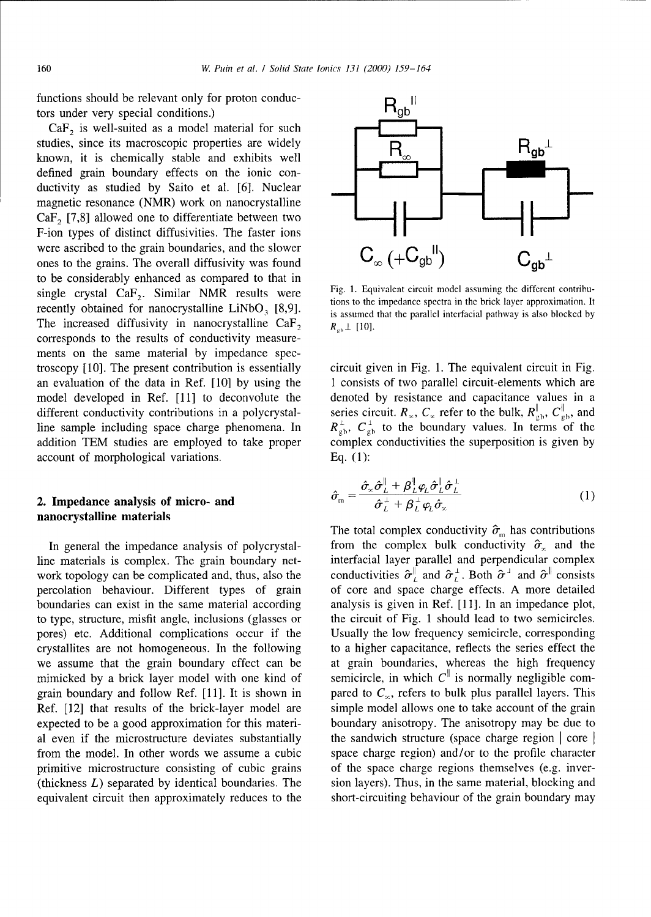functions should be relevant only for proton conductors under very special conditions.)

$CaF_2$ is well-suited as a model material for such studies, since its macroscopic properties are widely known, it is chemically stable and exhibits well defined grain boundary effects on the ionic conductivity as studied by Saito et al. [6]. Nuclear magnetic resonance (NMR) work on nanocrystalline $CaF_2$ [7,8] allowed one to differentiate between two F-ion types of distinct diffusivities. The faster ions were ascribed to the grain boundaries, and the slower ones to the grains. The overall diffusivity was found to be considerably enhanced as compared to that in single crystal $CaF_2$. Similar NMR results were recently obtained for nanocrystalline $LiNbO_3$ [8,9]. The increased diffusivity in nanocrystalline $CaF_2$ corresponds to the results of conductivity measurements on the same material by impedance spectroscopy [10]. The present contribution is essentially an evaluation of the data in Ref. [10] by using the model developed in Ref. [11] to deconvolute the different conductivity contributions in a polycrystalline sample including space charge phenomena. In addition TEM studies are employed to take proper account of morphological variations.

## 2. Impedance analysis of micro- and nanocrystalline materials

In general the impedance analysis of polycrystalline materials is complex. The grain boundary network topology can be complicated and, thus, also the percolation behaviour. Different types of grain boundaries can exist in the same material according to type, structure, misfit angle, inclusions (glasses or pores) etc. Additional complications occur if the crystallites are not homogeneous. In the following we assume that the grain boundary effect can be mimicked by a brick layer model with one kind of grain boundary and follow Ref. [11]. It is shown in Ref. [12] that results of the brick-layer model are expected to be a good approximation for this material even if the microstructure deviates substantially from the model. In other words we assume a cubic primitive microstructure consisting of cubic grains (thickness $L$) separated by identical boundaries. The equivalent circuit then approximately reduces to the circuit given in Fig. 1. The equivalent circuit in Fig. 1 consists of two parallel circuit-elements which are denoted by resistance and capacitance values in a series circuit. $R_\infty$, $C_\infty$ refer to the bulk, $R^{\parallel}_{gb}$, $C^{\parallel}_{gb}$, and $R^{\perp}_{gb}$, $C^{\perp}_{gb}$ to the boundary values. In terms of the complex conductivities the superposition is given by Eq. (1):

$$\hat{\sigma}_m = \frac{\hat{\sigma}_\infty \hat{\sigma}^{\parallel}_L + \beta^{\parallel}_L \varphi_L \hat{\sigma}^{\parallel}_L \hat{\sigma}^{\perp}_L}{\hat{\sigma}^{\perp}_L + \beta^{\perp}_L \varphi_L \hat{\sigma}_\infty} \tag{1}$$

The total complex conductivity $\hat{\sigma}_m$ has contributions from the complex bulk conductivity $\hat{\sigma}_\infty$ and the interfacial layer parallel and perpendicular complex conductivities $\hat{\sigma}^{\parallel}_L$ and $\hat{\sigma}^{\perp}_L$. Both $\hat{\sigma}^{\perp}$ and $\hat{\sigma}^{\parallel}$ consists of core and space charge effects. A more detailed analysis is given in Ref. [11]. In an impedance plot, the circuit of Fig. 1 should lead to two semicircles. Usually the low frequency semicircle, corresponding to a higher capacitance, reflects the series effect the at grain boundaries, whereas the high frequency semicircle, in which $C^{\parallel}$ is normally negligible compared to $C_\infty$, refers to bulk plus parallel layers. This simple model allows one to take account of the grain boundary anisotropy. The anisotropy may be due to the sandwich structure (space charge region | core | space charge region) and/or to the profile character of the space charge regions themselves (e.g. inversion layers). Thus, in the same material, blocking and short-circuiting behaviour of the grain boundary may

Fig. 1. Equivalent circuit model assuming the different contributions to the impedance spectra in the brick layer approximation. It is assumed that the parallel interfacial pathway is also blocked by $R_{gb}\perp$ [10].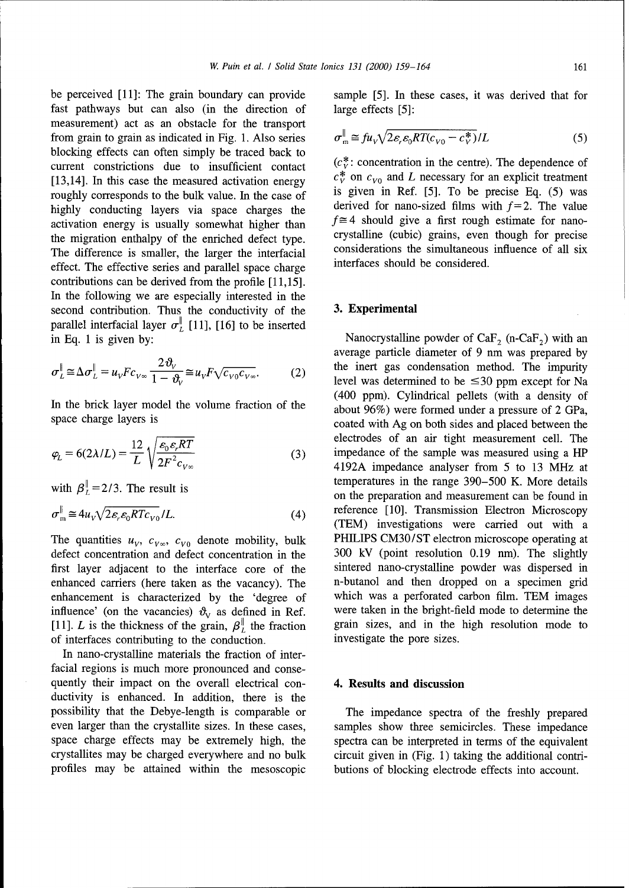be perceived [11]: The grain boundary can provide fast pathways but can also (in the direction of measurement) act as an obstacle for the transport from grain to grain as indicated in Fig. 1. Also series blocking effects can often simply be traced back to current constrictions due to insufficient contact [13,14]. In this case the measured activation energy roughly corresponds to the bulk value. In the case of highly conducting layers via space charges the activation energy is usually somewhat higher than the migration enthalpy of the enriched defect type. The difference is smaller, the larger the interfacial effect. The effective series and parallel space charge contributions can be derived from the profile [11,15]. In the following we are especially interested in the second contribution. Thus the conductivity of the parallel interfacial layer $\sigma_L^{\|}$ [11], [16] to be inserted in Eq. 1 is given by:

$$\sigma_L^{\|} \cong \Delta\sigma_L^{\|} = u_V F c_{V\infty} \frac{2\vartheta_V}{1-\vartheta_V} \cong u_V F \sqrt{c_{V0} c_{V\infty}}. \tag{2}$$

In the brick layer model the volume fraction of the space charge layers is

$$\varphi_L = 6(2\lambda/L) = \frac{12}{L}\sqrt{\frac{\varepsilon_0 \varepsilon_r RT}{2F^2 c_{V\infty}}} \tag{3}$$

with $\beta_L^{\|} = 2/3$. The result is

$$\sigma_m^{\|} \cong 4u_V \sqrt{2\varepsilon_r \varepsilon_0 RT c_{V0}}/L. \tag{4}$$

The quantities $u_V$, $c_{V\infty}$, $c_{V0}$ denote mobility, bulk defect concentration and defect concentration in the first layer adjacent to the interface core of the enhanced carriers (here taken as the vacancy). The enhancement is characterized by the 'degree of influence' (on the vacancies) $\vartheta_V$ as defined in Ref. [11]. $L$ is the thickness of the grain, $\beta_L^{\|}$ the fraction of interfaces contributing to the conduction.

In nano-crystalline materials the fraction of interfacial regions is much more pronounced and consequently their impact on the overall electrical conductivity is enhanced. In addition, there is the possibility that the Debye-length is comparable or even larger than the crystallite sizes. In these cases, space charge effects may be extremely high, the crystallites may be charged everywhere and no bulk profiles may be attained within the mesoscopic sample [5]. In these cases, it was derived that for large effects [5]:

$$\sigma_m^{\|} \cong f u_V \sqrt{2\varepsilon_r \varepsilon_0 RT (c_{V0} - c_V^*)}/L \tag{5}$$

($c_V^*$: concentration in the centre). The dependence of $c_V^*$ on $c_{V0}$ and $L$ necessary for an explicit treatment is given in Ref. [5]. To be precise Eq. (5) was derived for nano-sized films with $f=2$. The value $f \cong 4$ should give a first rough estimate for nano-crystalline (cubic) grains, even though for precise considerations the simultaneous influence of all six interfaces should be considered.

## 3. Experimental

Nanocrystalline powder of $CaF_2$ (n-$CaF_2$) with an average particle diameter of 9 nm was prepared by the inert gas condensation method. The impurity level was determined to be $\leq 30$ ppm except for Na (400 ppm). Cylindrical pellets (with a density of about 96%) were formed under a pressure of 2 GPa, coated with Ag on both sides and placed between the electrodes of an air tight measurement cell. The impedance of the sample was measured using a HP 4192A impedance analyser from 5 to 13 MHz at temperatures in the range 390–500 K. More details on the preparation and measurement can be found in reference [10]. Transmission Electron Microscopy (TEM) investigations were carried out with a PHILIPS CM30/ST electron microscope operating at 300 kV (point resolution 0.19 nm). The slightly sintered nano-crystalline powder was dispersed in n-butanol and then dropped on a specimen grid which was a perforated carbon film. TEM images were taken in the bright-field mode to determine the grain sizes, and in the high resolution mode to investigate the pore sizes.

## 4. Results and discussion

The impedance spectra of the freshly prepared samples show three semicircles. These impedance spectra can be interpreted in terms of the equivalent circuit given in (Fig. 1) taking the additional contributions of blocking electrode effects into account.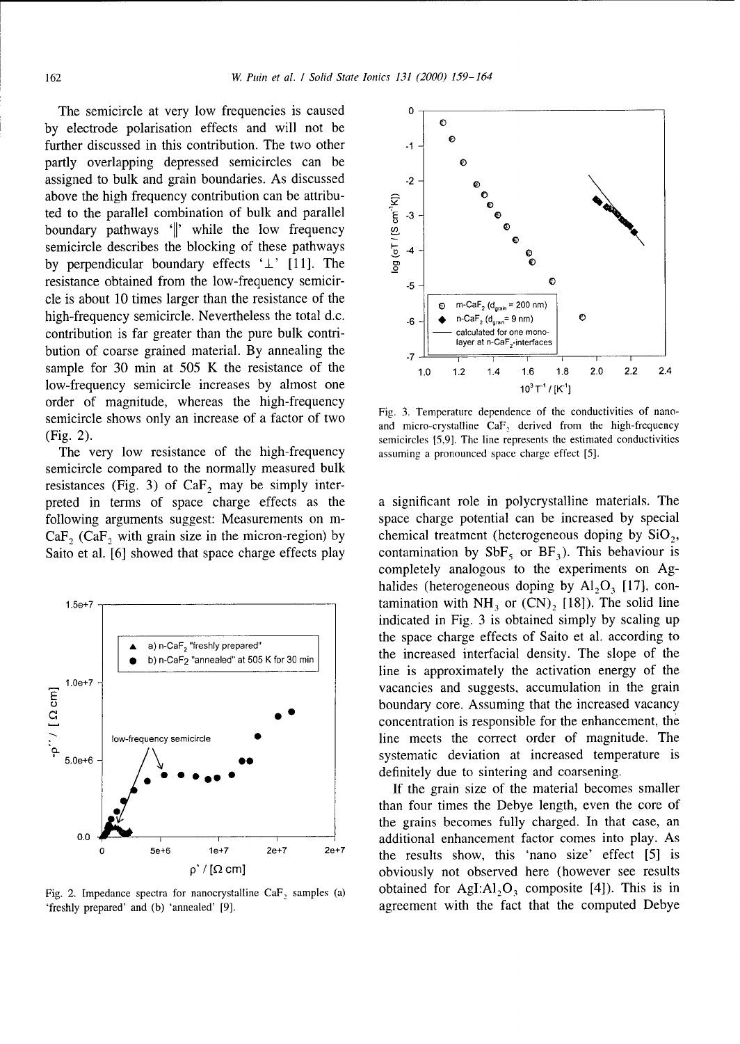The semicircle at very low frequencies is caused by electrode polarisation effects and will not be further discussed in this contribution. The two other partly overlapping depressed semicircles can be assigned to bulk and grain boundaries. As discussed above the high frequency contribution can be attributed to the parallel combination of bulk and parallel boundary pathways '‖' while the low frequency semicircle describes the blocking of these pathways by perpendicular boundary effects '⊥' [11]. The resistance obtained from the low-frequency semicircle is about 10 times larger than the resistance of the high-frequency semicircle. Nevertheless the total d.c. contribution is far greater than the pure bulk contribution of coarse grained material. By annealing the sample for 30 min at 505 K the resistance of the low-frequency semicircle increases by almost one order of magnitude, whereas the high-frequency semicircle shows only an increase of a factor of two (Fig. 2).

The very low resistance of the high-frequency semicircle compared to the normally measured bulk resistances (Fig. 3) of $CaF_2$ may be simply interpreted in terms of space charge effects as the following arguments suggest: Measurements on m-$CaF_2$ ($CaF_2$ with grain size in the micron-region) by Saito et al. [6] showed that space charge effects play a significant role in polycrystalline materials. The space charge potential can be increased by special chemical treatment (heterogeneous doping by $SiO_2$, contamination by $SbF_5$ or $BF_3$). This behaviour is completely analogous to the experiments on Ag-halides (heterogeneous doping by $Al_2O_3$ [17], contamination with $NH_3$ or $(CN)_2$ [18]). The solid line indicated in Fig. 3 is obtained simply by scaling up the space charge effects of Saito et al. according to the increased interfacial density. The slope of the line is approximately the activation energy of the vacancies and suggests, accumulation in the grain boundary core. Assuming that the increased vacancy concentration is responsible for the enhancement, the line meets the correct order of magnitude. The systematic deviation at increased temperature is definitely due to sintering and coarsening.

If the grain size of the material becomes smaller than four times the Debye length, even the core of the grains becomes fully charged. In that case, an additional enhancement factor comes into play. As the results show, this 'nano size' effect [5] is obviously not observed here (however see results obtained for $AgI$:$Al_2O_3$ composite [4]). This is in agreement with the fact that the computed Debye

Fig. 2. Impedance spectra for nanocrystalline $CaF_2$ samples (a) 'freshly prepared' and (b) 'annealed' [9].

Fig. 3. Temperature dependence of the conductivities of nano- and micro-crystalline $CaF_2$ derived from the high-frequency semicircles [5,9]. The line represents the estimated conductivities assuming a pronounced space charge effect [5].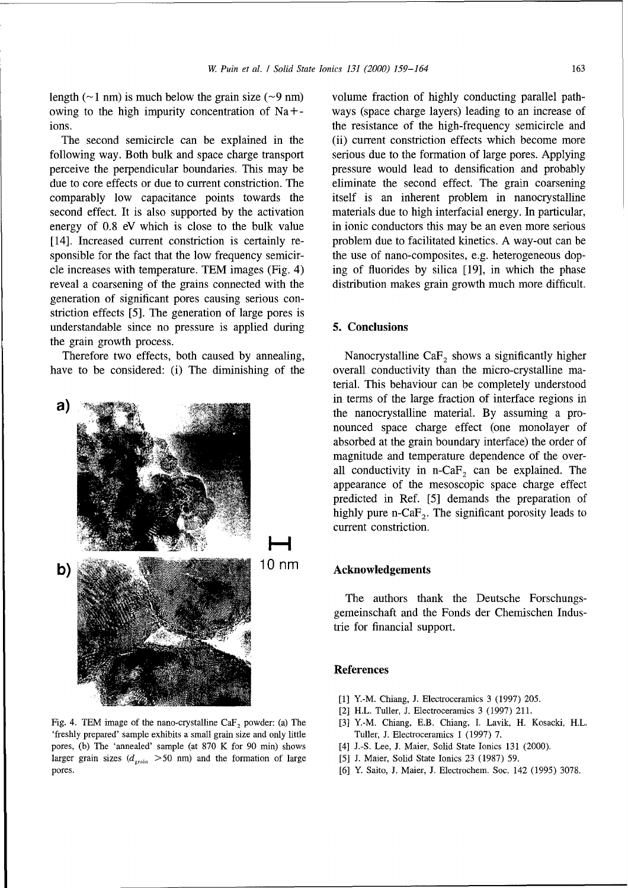length (~1 nm) is much below the grain size (~9 nm) owing to the high impurity concentration of $Na^+$-ions.

The second semicircle can be explained in the following way. Both bulk and space charge transport perceive the perpendicular boundaries. This may be due to core effects or due to current constriction. The comparably low capacitance points towards the second effect. It is also supported by the activation energy of 0.8 eV which is close to the bulk value [14]. Increased current constriction is certainly responsible for the fact that the low frequency semicircle increases with temperature. TEM images (Fig. 4) reveal a coarsening of the grains connected with the generation of significant pores causing serious constriction effects [5]. The generation of large pores is understandable since no pressure is applied during the grain growth process.

Therefore two effects, both caused by annealing, have to be considered: (i) The diminishing of the volume fraction of highly conducting parallel pathways (space charge layers) leading to an increase of the resistance of the high-frequency semicircle and (ii) current constriction effects which become more serious due to the formation of large pores. Applying pressure would lead to densification and probably eliminate the second effect. The grain coarsening itself is an inherent problem in nanocrystalline materials due to high interfacial energy. In particular, in ionic conductors this may be an even more serious problem due to facilitated kinetics. A way-out can be the use of nano-composites, e.g. heterogeneous doping of fluorides by silica [19], in which the phase distribution makes grain growth much more difficult.

Fig. 4. TEM image of the nano-crystalline $CaF_2$ powder: (a) The 'freshly prepared' sample exhibits a small grain size and only little pores, (b) The 'annealed' sample (at 870 K for 90 min) shows larger grain sizes ($d_{grain}$ >50 nm) and the formation of large pores.

## 5. Conclusions

Nanocrystalline $CaF_2$ shows a significantly higher overall conductivity than the micro-crystalline material. This behaviour can be completely understood in terms of the large fraction of interface regions in the nanocrystalline material. By assuming a pronounced space charge effect (one monolayer of absorbed at the grain boundary interface) the order of magnitude and temperature dependence of the overall conductivity in n-$CaF_2$ can be explained. The appearance of the mesoscopic space charge effect predicted in Ref. [5] demands the preparation of highly pure n-$CaF_2$. The significant porosity leads to current constriction.

## Acknowledgements

The authors thank the Deutsche Forschungsgemeinschaft and the Fonds der Chemischen Industrie for financial support.

## References

[1] Y.-M. Chiang, J. Electroceramics 3 (1997) 205.
[2] H.L. Tuller, J. Electroceramics 3 (1997) 211.
[3] Y.-M. Chiang, E.B. Chiang, I. Lavik, H. Kosacki, H.L. Tuller, J. Electroceramics 1 (1997) 7.
[4] J.-S. Lee, J. Maier, Solid State Ionics 131 (2000).
[5] J. Maier, Solid State Ionics 23 (1987) 59.
[6] Y. Saito, J. Maier, J. Electrochem. Soc. 142 (1995) 3078.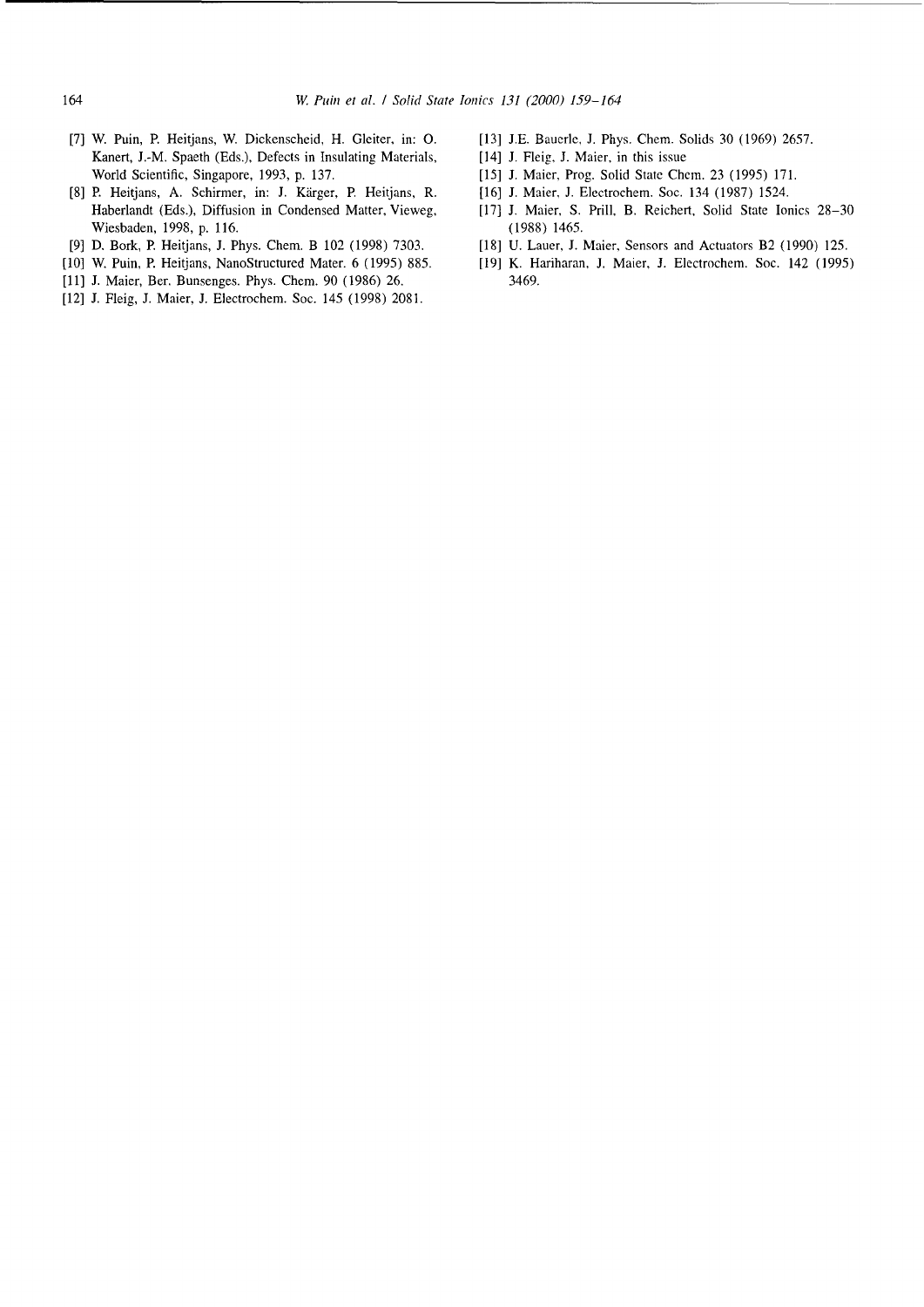[7] W. Puin, P. Heitjans, W. Dickenscheid, H. Gleiter, in: O. Kanert, J.-M. Spaeth (Eds.), Defects in Insulating Materials, World Scientific, Singapore, 1993, p. 137.

[8] P. Heitjans, A. Schirmer, in: J. Kärger, P. Heitjans, R. Haberlandt (Eds.), Diffusion in Condensed Matter, Vieweg, Wiesbaden, 1998, p. 116.

[9] D. Bork, P. Heitjans, J. Phys. Chem. B 102 (1998) 7303.

[10] W. Puin, P. Heitjans, NanoStructured Mater. 6 (1995) 885.

[11] J. Maier, Ber. Bunsenges. Phys. Chem. 90 (1986) 26.

[12] J. Fleig, J. Maier, J. Electrochem. Soc. 145 (1998) 2081.

[13] J.E. Bauerle, J. Phys. Chem. Solids 30 (1969) 2657.

[14] J. Fleig, J. Maier, in this issue

[15] J. Maier, Prog. Solid State Chem. 23 (1995) 171.

[16] J. Maier, J. Electrochem. Soc. 134 (1987) 1524.

[17] J. Maier, S. Prill, B. Reichert, Solid State Ionics 28–30 (1988) 1465.

[18] U. Lauer, J. Maier, Sensors and Actuators B2 (1990) 125.

[19] K. Hariharan, J. Maier, J. Electrochem. Soc. 142 (1995) 3469.